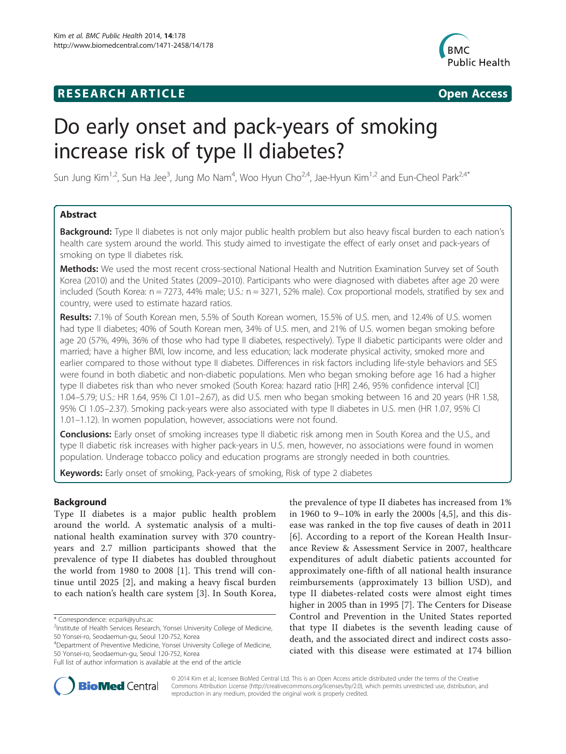**RESEARCH ARTICLE** **Open Access**

# Do early onset and pack-years of smoking increase risk of type II diabetes?

Sun Jung Kim[1,2], Sun Ha Jee[3], Jung Mo Nam[4], Woo Hyun Cho[2,4], Jae-Hyun Kim[1,2] and Eun-Cheol Park[2,4*]

## Abstract

**Background:** Type II diabetes is not only major public health problem but also heavy fiscal burden to each nation's health care system around the world. This study aimed to investigate the effect of early onset and pack-years of smoking on type II diabetes risk.

**Methods:** We used the most recent cross-sectional National Health and Nutrition Examination Survey set of South Korea (2010) and the United States (2009–2010). Participants who were diagnosed with diabetes after age 20 were included (South Korea: n = 7273, 44% male; U.S.: n = 3271, 52% male). Cox proportional models, stratified by sex and country, were used to estimate hazard ratios.

**Results:** 7.1% of South Korean men, 5.5% of South Korean women, 15.5% of U.S. men, and 12.4% of U.S. women had type II diabetes; 40% of South Korean men, 34% of U.S. men, and 21% of U.S. women began smoking before age 20 (57%, 49%, 36% of those who had type II diabetes, respectively). Type II diabetic participants were older and married; have a higher BMI, low income, and less education; lack moderate physical activity, smoked more and earlier compared to those without type II diabetes. Differences in risk factors including life-style behaviors and SES were found in both diabetic and non-diabetic populations. Men who began smoking before age 16 had a higher type II diabetes risk than who never smoked (South Korea: hazard ratio [HR] 2.46, 95% confidence interval [CI] 1.04–5.79; U.S.: HR 1.64, 95% CI 1.01–2.67), as did U.S. men who began smoking between 16 and 20 years (HR 1.58, 95% CI 1.05–2.37). Smoking pack-years were also associated with type II diabetes in U.S. men (HR 1.07, 95% CI 1.01–1.12). In women population, however, associations were not found.

**Conclusions:** Early onset of smoking increases type II diabetic risk among men in South Korea and the U.S., and type II diabetic risk increases with higher pack-years in U.S. men, however, no associations were found in women population. Underage tobacco policy and education programs are strongly needed in both countries.

**Keywords:** Early onset of smoking, Pack-years of smoking, Risk of type 2 diabetes

## Background

Type II diabetes is a major public health problem around the world. A systematic analysis of a multinational health examination survey with 370 country-years and 2.7 million participants showed that the prevalence of type II diabetes has doubled throughout the world from 1980 to 2008 [1]. This trend will continue until 2025 [2], and making a heavy fiscal burden to each nation's health care system [3]. In South Korea, the prevalence of type II diabetes has increased from 1% in 1960 to 9–10% in early the 2000s [4,5], and this disease was ranked in the top five causes of death in 2011 [6]. According to a report of the Korean Health Insurance Review & Assessment Service in 2007, healthcare expenditures of adult diabetic patients accounted for approximately one-fifth of all national health insurance reimbursements (approximately 13 billion USD), and type II diabetes-related costs were almost eight times higher in 2005 than in 1995 [7]. The Centers for Disease Control and Prevention in the United States reported that type II diabetes is the seventh leading cause of death, and the associated direct and indirect costs associated with this disease were estimated at 174 billion

\* Correspondence: ecpark@yuhs.ac
[2]Institute of Health Services Research, Yonsei University College of Medicine, 50 Yonsei-ro, Seodaemun-gu, Seoul 120-752, Korea
[4]Department of Preventive Medicine, Yonsei University College of Medicine, 50 Yonsei-ro, Seodaemun-gu, Seoul 120-752, Korea
Full list of author information is available at the end of the article

© 2014 Kim et al.; licensee BioMed Central Ltd. This is an Open Access article distributed under the terms of the Creative Commons Attribution License (http://creativecommons.org/licenses/by/2.0), which permits unrestricted use, distribution, and reproduction in any medium, provided the original work is properly credited.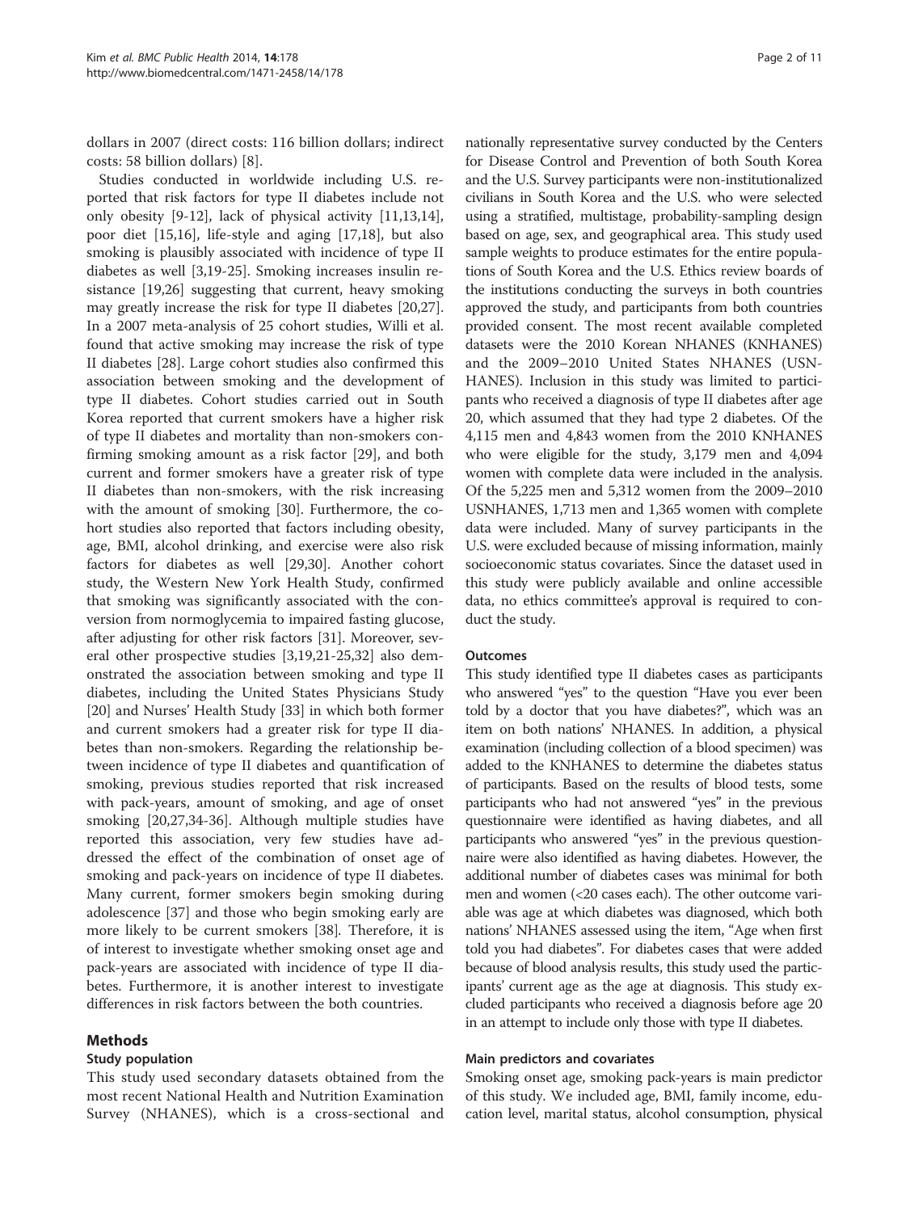dollars in 2007 (direct costs: 116 billion dollars; indirect costs: 58 billion dollars) [8].

Studies conducted in worldwide including U.S. reported that risk factors for type II diabetes include not only obesity [9-12], lack of physical activity [11,13,14], poor diet [15,16], life-style and aging [17,18], but also smoking is plausibly associated with incidence of type II diabetes as well [3,19-25]. Smoking increases insulin resistance [19,26] suggesting that current, heavy smoking may greatly increase the risk for type II diabetes [20,27]. In a 2007 meta-analysis of 25 cohort studies, Willi et al. found that active smoking may increase the risk of type II diabetes [28]. Large cohort studies also confirmed this association between smoking and the development of type II diabetes. Cohort studies carried out in South Korea reported that current smokers have a higher risk of type II diabetes and mortality than non-smokers confirming smoking amount as a risk factor [29], and both current and former smokers have a greater risk of type II diabetes than non-smokers, with the risk increasing with the amount of smoking [30]. Furthermore, the cohort studies also reported that factors including obesity, age, BMI, alcohol drinking, and exercise were also risk factors for diabetes as well [29,30]. Another cohort study, the Western New York Health Study, confirmed that smoking was significantly associated with the conversion from normoglycemia to impaired fasting glucose, after adjusting for other risk factors [31]. Moreover, several other prospective studies [3,19,21-25,32] also demonstrated the association between smoking and type II diabetes, including the United States Physicians Study [20] and Nurses' Health Study [33] in which both former and current smokers had a greater risk for type II diabetes than non-smokers. Regarding the relationship between incidence of type II diabetes and quantification of smoking, previous studies reported that risk increased with pack-years, amount of smoking, and age of onset smoking [20,27,34-36]. Although multiple studies have reported this association, very few studies have addressed the effect of the combination of onset age of smoking and pack-years on incidence of type II diabetes. Many current, former smokers begin smoking during adolescence [37] and those who begin smoking early are more likely to be current smokers [38]. Therefore, it is of interest to investigate whether smoking onset age and pack-years are associated with incidence of type II diabetes. Furthermore, it is another interest to investigate differences in risk factors between the both countries.

## Methods

### Study population

This study used secondary datasets obtained from the most recent National Health and Nutrition Examination Survey (NHANES), which is a cross-sectional and nationally representative survey conducted by the Centers for Disease Control and Prevention of both South Korea and the U.S. Survey participants were non-institutionalized civilians in South Korea and the U.S. who were selected using a stratified, multistage, probability-sampling design based on age, sex, and geographical area. This study used sample weights to produce estimates for the entire populations of South Korea and the U.S. Ethics review boards of the institutions conducting the surveys in both countries approved the study, and participants from both countries provided consent. The most recent available completed datasets were the 2010 Korean NHANES (KNHANES) and the 2009–2010 United States NHANES (USNHANES). Inclusion in this study was limited to participants who received a diagnosis of type II diabetes after age 20, which assumed that they had type 2 diabetes. Of the 4,115 men and 4,843 women from the 2010 KNHANES who were eligible for the study, 3,179 men and 4,094 women with complete data were included in the analysis. Of the 5,225 men and 5,312 women from the 2009–2010 USNHANES, 1,713 men and 1,365 women with complete data were included. Many of survey participants in the U.S. were excluded because of missing information, mainly socioeconomic status covariates. Since the dataset used in this study were publicly available and online accessible data, no ethics committee's approval is required to conduct the study.

### Outcomes

This study identified type II diabetes cases as participants who answered "yes" to the question "Have you ever been told by a doctor that you have diabetes?", which was an item on both nations' NHANES. In addition, a physical examination (including collection of a blood specimen) was added to the KNHANES to determine the diabetes status of participants. Based on the results of blood tests, some participants who had not answered "yes" in the previous questionnaire were identified as having diabetes, and all participants who answered "yes" in the previous questionnaire were also identified as having diabetes. However, the additional number of diabetes cases was minimal for both men and women (<20 cases each). The other outcome variable was age at which diabetes was diagnosed, which both nations' NHANES assessed using the item, "Age when first told you had diabetes". For diabetes cases that were added because of blood analysis results, this study used the participants' current age as the age at diagnosis. This study excluded participants who received a diagnosis before age 20 in an attempt to include only those with type II diabetes.

### Main predictors and covariates

Smoking onset age, smoking pack-years is main predictor of this study. We included age, BMI, family income, education level, marital status, alcohol consumption, physical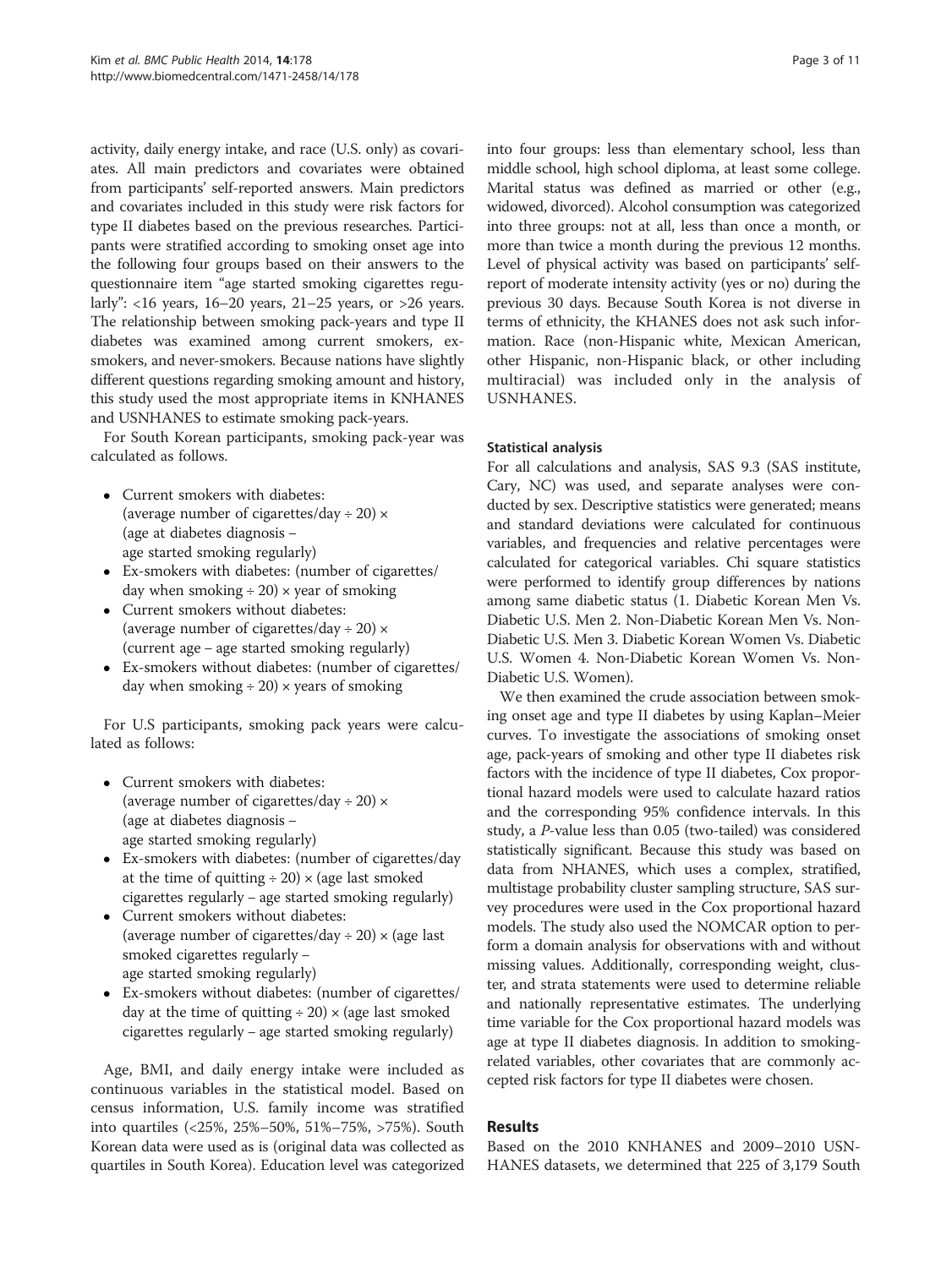activity, daily energy intake, and race (U.S. only) as covariates. All main predictors and covariates were obtained from participants' self-reported answers. Main predictors and covariates included in this study were risk factors for type II diabetes based on the previous researches. Participants were stratified according to smoking onset age into the following four groups based on their answers to the questionnaire item "age started smoking cigarettes regularly": <16 years, 16–20 years, 21–25 years, or >26 years. The relationship between smoking pack-years and type II diabetes was examined among current smokers, ex-smokers, and never-smokers. Because nations have slightly different questions regarding smoking amount and history, this study used the most appropriate items in KNHANES and USNHANES to estimate smoking pack-years.

For South Korean participants, smoking pack-year was calculated as follows.

- Current smokers with diabetes: (average number of cigarettes/day ÷ 20) × (age at diabetes diagnosis – age started smoking regularly)
- Ex-smokers with diabetes: (number of cigarettes/day when smoking ÷ 20) × year of smoking
- Current smokers without diabetes: (average number of cigarettes/day ÷ 20) × (current age – age started smoking regularly)
- Ex-smokers without diabetes: (number of cigarettes/day when smoking ÷ 20) × years of smoking

For U.S participants, smoking pack years were calculated as follows:

- Current smokers with diabetes: (average number of cigarettes/day ÷ 20) × (age at diabetes diagnosis – age started smoking regularly)
- Ex-smokers with diabetes: (number of cigarettes/day at the time of quitting ÷ 20) × (age last smoked cigarettes regularly – age started smoking regularly)
- Current smokers without diabetes: (average number of cigarettes/day ÷ 20) × (age last smoked cigarettes regularly – age started smoking regularly)
- Ex-smokers without diabetes: (number of cigarettes/day at the time of quitting ÷ 20) × (age last smoked cigarettes regularly – age started smoking regularly)

Age, BMI, and daily energy intake were included as continuous variables in the statistical model. Based on census information, U.S. family income was stratified into quartiles (<25%, 25%–50%, 51%–75%, >75%). South Korean data were used as is (original data was collected as quartiles in South Korea). Education level was categorized into four groups: less than elementary school, less than middle school, high school diploma, at least some college. Marital status was defined as married or other (e.g., widowed, divorced). Alcohol consumption was categorized into three groups: not at all, less than once a month, or more than twice a month during the previous 12 months. Level of physical activity was based on participants' self-report of moderate intensity activity (yes or no) during the previous 30 days. Because South Korea is not diverse in terms of ethnicity, the KHANES does not ask such information. Race (non-Hispanic white, Mexican American, other Hispanic, non-Hispanic black, or other including multiracial) was included only in the analysis of USNHANES.

### Statistical analysis

For all calculations and analysis, SAS 9.3 (SAS institute, Cary, NC) was used, and separate analyses were conducted by sex. Descriptive statistics were generated; means and standard deviations were calculated for continuous variables, and frequencies and relative percentages were calculated for categorical variables. Chi square statistics were performed to identify group differences by nations among same diabetic status (1. Diabetic Korean Men Vs. Diabetic U.S. Men 2. Non-Diabetic Korean Men Vs. Non-Diabetic U.S. Men 3. Diabetic Korean Women Vs. Diabetic U.S. Women 4. Non-Diabetic Korean Women Vs. Non-Diabetic U.S. Women).

We then examined the crude association between smoking onset age and type II diabetes by using Kaplan–Meier curves. To investigate the associations of smoking onset age, pack-years of smoking and other type II diabetes risk factors with the incidence of type II diabetes, Cox proportional hazard models were used to calculate hazard ratios and the corresponding 95% confidence intervals. In this study, a *P*-value less than 0.05 (two-tailed) was considered statistically significant. Because this study was based on data from NHANES, which uses a complex, stratified, multistage probability cluster sampling structure, SAS survey procedures were used in the Cox proportional hazard models. The study also used the NOMCAR option to perform a domain analysis for observations with and without missing values. Additionally, corresponding weight, cluster, and strata statements were used to determine reliable and nationally representative estimates. The underlying time variable for the Cox proportional hazard models was age at type II diabetes diagnosis. In addition to smoking-related variables, other covariates that are commonly accepted risk factors for type II diabetes were chosen.

## Results

Based on the 2010 KNHANES and 2009–2010 USNHANES datasets, we determined that 225 of 3,179 South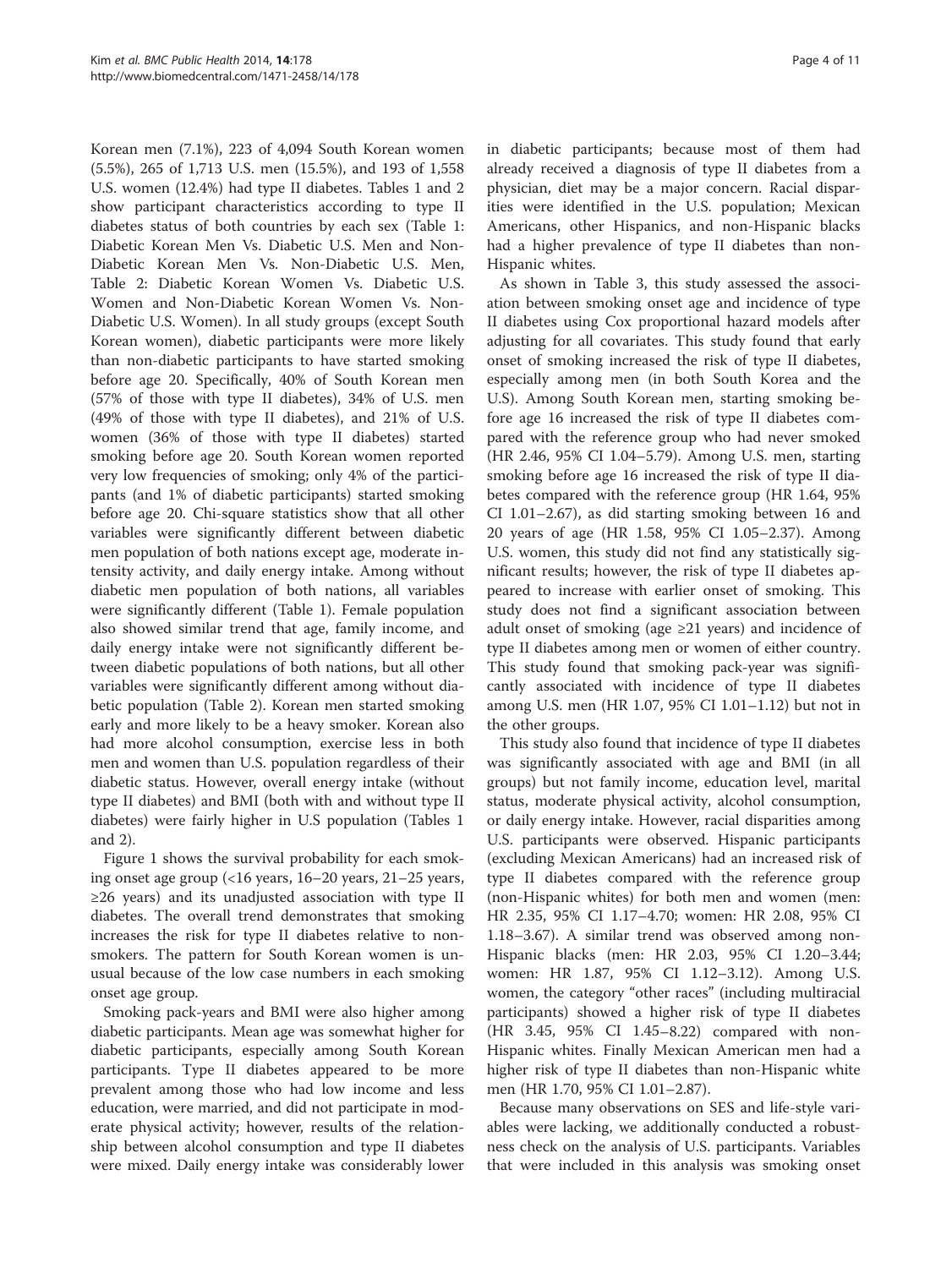Korean men (7.1%), 223 of 4,094 South Korean women (5.5%), 265 of 1,713 U.S. men (15.5%), and 193 of 1,558 U.S. women (12.4%) had type II diabetes. Tables 1 and 2 show participant characteristics according to type II diabetes status of both countries by each sex (Table 1: Diabetic Korean Men Vs. Diabetic U.S. Men and Non-Diabetic Korean Men Vs. Non-Diabetic U.S. Men, Table 2: Diabetic Korean Women Vs. Diabetic U.S. Women and Non-Diabetic Korean Women Vs. Non-Diabetic U.S. Women). In all study groups (except South Korean women), diabetic participants were more likely than non-diabetic participants to have started smoking before age 20. Specifically, 40% of South Korean men (57% of those with type II diabetes), 34% of U.S. men (49% of those with type II diabetes), and 21% of U.S. women (36% of those with type II diabetes) started smoking before age 20. South Korean women reported very low frequencies of smoking; only 4% of the participants (and 1% of diabetic participants) started smoking before age 20. Chi-square statistics show that all other variables were significantly different between diabetic men population of both nations except age, moderate intensity activity, and daily energy intake. Among without diabetic men population of both nations, all variables were significantly different (Table 1). Female population also showed similar trend that age, family income, and daily energy intake were not significantly different between diabetic populations of both nations, but all other variables were significantly different among without diabetic population (Table 2). Korean men started smoking early and more likely to be a heavy smoker. Korean also had more alcohol consumption, exercise less in both men and women than U.S. population regardless of their diabetic status. However, overall energy intake (without type II diabetes) and BMI (both with and without type II diabetes) were fairly higher in U.S population (Tables 1 and 2).

Figure 1 shows the survival probability for each smoking onset age group (<16 years, 16–20 years, 21–25 years, ≥26 years) and its unadjusted association with type II diabetes. The overall trend demonstrates that smoking increases the risk for type II diabetes relative to non-smokers. The pattern for South Korean women is unusual because of the low case numbers in each smoking onset age group.

Smoking pack-years and BMI were also higher among diabetic participants. Mean age was somewhat higher for diabetic participants, especially among South Korean participants. Type II diabetes appeared to be more prevalent among those who had low income and less education, were married, and did not participate in moderate physical activity; however, results of the relationship between alcohol consumption and type II diabetes were mixed. Daily energy intake was considerably lower in diabetic participants; because most of them had already received a diagnosis of type II diabetes from a physician, diet may be a major concern. Racial disparities were identified in the U.S. population; Mexican Americans, other Hispanics, and non-Hispanic blacks had a higher prevalence of type II diabetes than non-Hispanic whites.

As shown in Table 3, this study assessed the association between smoking onset age and incidence of type II diabetes using Cox proportional hazard models after adjusting for all covariates. This study found that early onset of smoking increased the risk of type II diabetes, especially among men (in both South Korea and the U.S). Among South Korean men, starting smoking before age 16 increased the risk of type II diabetes compared with the reference group who had never smoked (HR 2.46, 95% CI 1.04–5.79). Among U.S. men, starting smoking before age 16 increased the risk of type II diabetes compared with the reference group (HR 1.64, 95% CI 1.01–2.67), as did starting smoking between 16 and 20 years of age (HR 1.58, 95% CI 1.05–2.37). Among U.S. women, this study did not find any statistically significant results; however, the risk of type II diabetes appeared to increase with earlier onset of smoking. This study does not find a significant association between adult onset of smoking (age ≥21 years) and incidence of type II diabetes among men or women of either country. This study found that smoking pack-year was significantly associated with incidence of type II diabetes among U.S. men (HR 1.07, 95% CI 1.01–1.12) but not in the other groups.

This study also found that incidence of type II diabetes was significantly associated with age and BMI (in all groups) but not family income, education level, marital status, moderate physical activity, alcohol consumption, or daily energy intake. However, racial disparities among U.S. participants were observed. Hispanic participants (excluding Mexican Americans) had an increased risk of type II diabetes compared with the reference group (non-Hispanic whites) for both men and women (men: HR 2.35, 95% CI 1.17–4.70; women: HR 2.08, 95% CI 1.18–3.67). A similar trend was observed among non-Hispanic blacks (men: HR 2.03, 95% CI 1.20–3.44; women: HR 1.87, 95% CI 1.12–3.12). Among U.S. women, the category "other races" (including multiracial participants) showed a higher risk of type II diabetes (HR 3.45, 95% CI 1.45–8.22) compared with non-Hispanic whites. Finally Mexican American men had a higher risk of type II diabetes than non-Hispanic white men (HR 1.70, 95% CI 1.01–2.87).

Because many observations on SES and life-style variables were lacking, we additionally conducted a robustness check on the analysis of U.S. participants. Variables that were included in this analysis was smoking onset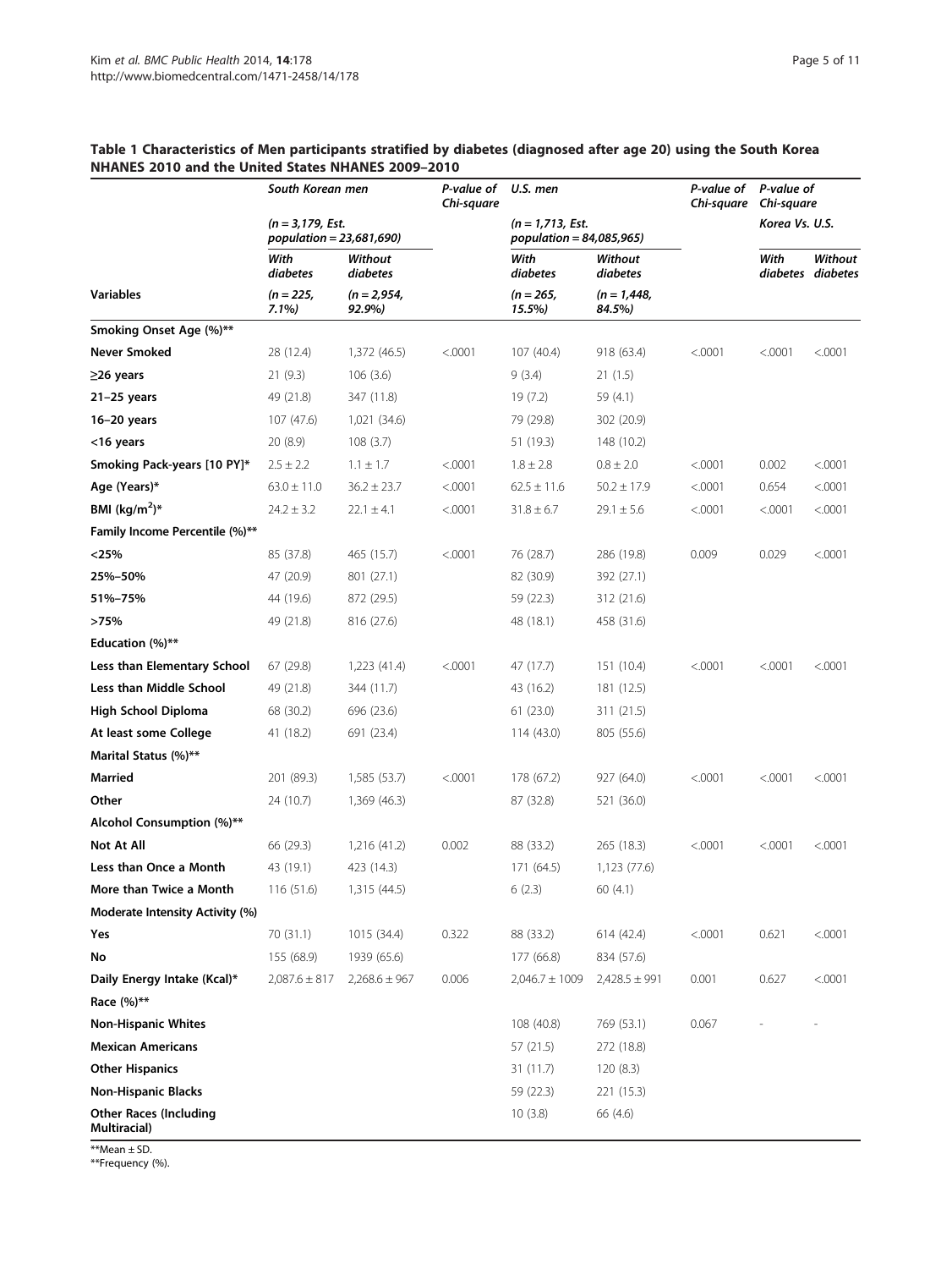**Table 1 Characteristics of Men participants stratified by diabetes (diagnosed after age 20) using the South Korea NHANES 2010 and the United States NHANES 2009–2010**

| | *South Korean men* | | *P-value of Chi-square* | *U.S. men* | | *P-value of Chi-square* | *P-value of Chi-square* | |
|---|---|---|---|---|---|---|---|---|
| | *(n = 3,179, Est. population = 23,681,690)* | | | *(n = 1,713, Est. population = 84,085,965)* | | | *Korea Vs. U.S.* | |
| | *With diabetes* | *Without diabetes* | | *With diabetes* | *Without diabetes* | | *With diabetes* | *Without diabetes* |
| **Variables** | *(n = 225, 7.1%)* | *(n = 2,954, 92.9%)* | | *(n = 265, 15.5%)* | *(n = 1,448, 84.5%)* | | | |
| **Smoking Onset Age (%)\*\*** | | | | | | | | |
| **Never Smoked** | 28 (12.4) | 1,372 (46.5) | <.0001 | 107 (40.4) | 918 (63.4) | <.0001 | <.0001 | <.0001 |
| **≥26 years** | 21 (9.3) | 106 (3.6) | | 9 (3.4) | 21 (1.5) | | | |
| **21–25 years** | 49 (21.8) | 347 (11.8) | | 19 (7.2) | 59 (4.1) | | | |
| **16–20 years** | 107 (47.6) | 1,021 (34.6) | | 79 (29.8) | 302 (20.9) | | | |
| **<16 years** | 20 (8.9) | 108 (3.7) | | 51 (19.3) | 148 (10.2) | | | |
| **Smoking Pack-years [10 PY]\*** | 2.5 ± 2.2 | 1.1 ± 1.7 | <.0001 | 1.8 ± 2.8 | 0.8 ± 2.0 | <.0001 | 0.002 | <.0001 |
| **Age (Years)\*** | 63.0 ± 11.0 | 36.2 ± 23.7 | <.0001 | 62.5 ± 11.6 | 50.2 ± 17.9 | <.0001 | 0.654 | <.0001 |
| **BMI (kg/m$^2$)\*** | 24.2 ± 3.2 | 22.1 ± 4.1 | <.0001 | 31.8 ± 6.7 | 29.1 ± 5.6 | <.0001 | <.0001 | <.0001 |
| **Family Income Percentile (%)\*\*** | | | | | | | | |
| **<25%** | 85 (37.8) | 465 (15.7) | <.0001 | 76 (28.7) | 286 (19.8) | 0.009 | 0.029 | <.0001 |
| **25%–50%** | 47 (20.9) | 801 (27.1) | | 82 (30.9) | 392 (27.1) | | | |
| **51%–75%** | 44 (19.6) | 872 (29.5) | | 59 (22.3) | 312 (21.6) | | | |
| **>75%** | 49 (21.8) | 816 (27.6) | | 48 (18.1) | 458 (31.6) | | | |
| **Education (%)\*\*** | | | | | | | | |
| **Less than Elementary School** | 67 (29.8) | 1,223 (41.4) | <.0001 | 47 (17.7) | 151 (10.4) | <.0001 | <.0001 | <.0001 |
| **Less than Middle School** | 49 (21.8) | 344 (11.7) | | 43 (16.2) | 181 (12.5) | | | |
| **High School Diploma** | 68 (30.2) | 696 (23.6) | | 61 (23.0) | 311 (21.5) | | | |
| **At least some College** | 41 (18.2) | 691 (23.4) | | 114 (43.0) | 805 (55.6) | | | |
| **Marital Status (%)\*\*** | | | | | | | | |
| **Married** | 201 (89.3) | 1,585 (53.7) | <.0001 | 178 (67.2) | 927 (64.0) | <.0001 | <.0001 | <.0001 |
| **Other** | 24 (10.7) | 1,369 (46.3) | | 87 (32.8) | 521 (36.0) | | | |
| **Alcohol Consumption (%)\*\*** | | | | | | | | |
| **Not At All** | 66 (29.3) | 1,216 (41.2) | 0.002 | 88 (33.2) | 265 (18.3) | <.0001 | <.0001 | <.0001 |
| **Less than Once a Month** | 43 (19.1) | 423 (14.3) | | 171 (64.5) | 1,123 (77.6) | | | |
| **More than Twice a Month** | 116 (51.6) | 1,315 (44.5) | | 6 (2.3) | 60 (4.1) | | | |
| **Moderate Intensity Activity (%)** | | | | | | | | |
| **Yes** | 70 (31.1) | 1015 (34.4) | 0.322 | 88 (33.2) | 614 (42.4) | <.0001 | 0.621 | <.0001 |
| **No** | 155 (68.9) | 1939 (65.6) | | 177 (66.8) | 834 (57.6) | | | |
| **Daily Energy Intake (Kcal)\*** | 2,087.6 ± 817 | 2,268.6 ± 967 | 0.006 | 2,046.7 ± 1009 | 2,428.5 ± 991 | 0.001 | 0.627 | <.0001 |
| **Race (%)\*\*** | | | | | | | | |
| **Non-Hispanic Whites** | | | | 108 (40.8) | 769 (53.1) | 0.067 | - | - |
| **Mexican Americans** | | | | 57 (21.5) | 272 (18.8) | | | |
| **Other Hispanics** | | | | 31 (11.7) | 120 (8.3) | | | |
| **Non-Hispanic Blacks** | | | | 59 (22.3) | 221 (15.3) | | | |
| **Other Races (Including Multiracial)** | | | | 10 (3.8) | 66 (4.6) | | | |

\*\*Mean ± SD.
\*\*Frequency (%).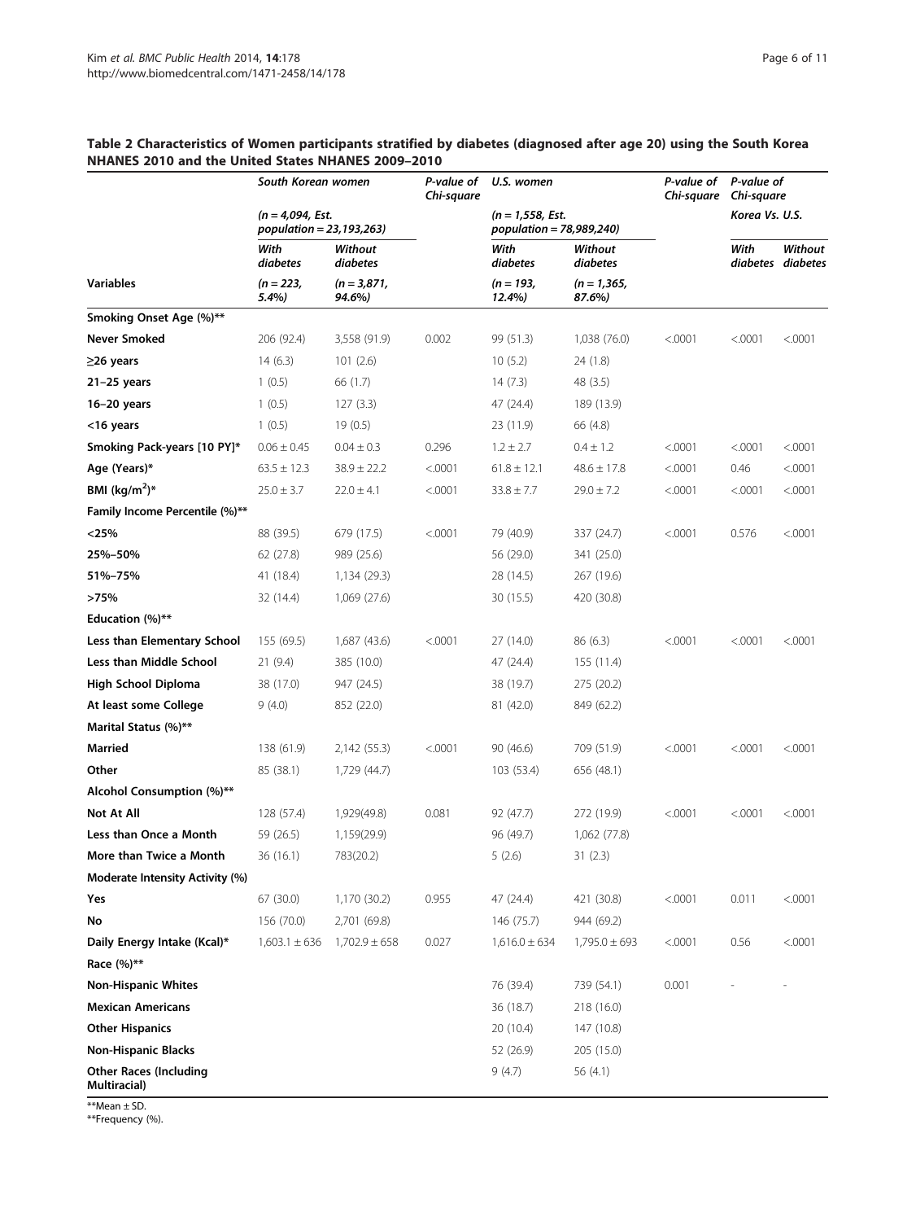**Table 2 Characteristics of Women participants stratified by diabetes (diagnosed after age 20) using the South Korea NHANES 2010 and the United States NHANES 2009–2010**

| | *South Korean women* | | *P-value of Chi-square* | *U.S. women* | | *P-value of Chi-square* | *P-value of Chi-square* | |
|---|---|---|---|---|---|---|---|---|
| | *(n = 4,094, Est. population = 23,193,263)* | | | *(n = 1,558, Est. population = 78,989,240)* | | | *Korea Vs. U.S.* | |
| | *With diabetes* | *Without diabetes* | | *With diabetes* | *Without diabetes* | | *With diabetes* | *Without diabetes* |
| **Variables** | *(n = 223, 5.4%)* | *(n = 3,871, 94.6%)* | | *(n = 193, 12.4%)* | *(n = 1,365, 87.6%)* | | | |
| **Smoking Onset Age (%)**** | | | | | | | | |
| **Never Smoked** | 206 (92.4) | 3,558 (91.9) | 0.002 | 99 (51.3) | 1,038 (76.0) | <.0001 | <.0001 | <.0001 |
| **≥26 years** | 14 (6.3) | 101 (2.6) | | 10 (5.2) | 24 (1.8) | | | |
| **21–25 years** | 1 (0.5) | 66 (1.7) | | 14 (7.3) | 48 (3.5) | | | |
| **16–20 years** | 1 (0.5) | 127 (3.3) | | 47 (24.4) | 189 (13.9) | | | |
| **<16 years** | 1 (0.5) | 19 (0.5) | | 23 (11.9) | 66 (4.8) | | | |
| **Smoking Pack-years [10 PY]*** | 0.06 ± 0.45 | 0.04 ± 0.3 | 0.296 | 1.2 ± 2.7 | 0.4 ± 1.2 | <.0001 | <.0001 | <.0001 |
| **Age (Years)*** | 63.5 ± 12.3 | 38.9 ± 22.2 | <.0001 | 61.8 ± 12.1 | 48.6 ± 17.8 | <.0001 | 0.46 | <.0001 |
| **BMI (kg/m$^2$)*** | 25.0 ± 3.7 | 22.0 ± 4.1 | <.0001 | 33.8 ± 7.7 | 29.0 ± 7.2 | <.0001 | <.0001 | <.0001 |
| **Family Income Percentile (%)**** | | | | | | | | |
| **<25%** | 88 (39.5) | 679 (17.5) | <.0001 | 79 (40.9) | 337 (24.7) | <.0001 | 0.576 | <.0001 |
| **25%–50%** | 62 (27.8) | 989 (25.6) | | 56 (29.0) | 341 (25.0) | | | |
| **51%–75%** | 41 (18.4) | 1,134 (29.3) | | 28 (14.5) | 267 (19.6) | | | |
| **>75%** | 32 (14.4) | 1,069 (27.6) | | 30 (15.5) | 420 (30.8) | | | |
| **Education (%)**** | | | | | | | | |
| **Less than Elementary School** | 155 (69.5) | 1,687 (43.6) | <.0001 | 27 (14.0) | 86 (6.3) | <.0001 | <.0001 | <.0001 |
| **Less than Middle School** | 21 (9.4) | 385 (10.0) | | 47 (24.4) | 155 (11.4) | | | |
| **High School Diploma** | 38 (17.0) | 947 (24.5) | | 38 (19.7) | 275 (20.2) | | | |
| **At least some College** | 9 (4.0) | 852 (22.0) | | 81 (42.0) | 849 (62.2) | | | |
| **Marital Status (%)**** | | | | | | | | |
| **Married** | 138 (61.9) | 2,142 (55.3) | <.0001 | 90 (46.6) | 709 (51.9) | <.0001 | <.0001 | <.0001 |
| **Other** | 85 (38.1) | 1,729 (44.7) | | 103 (53.4) | 656 (48.1) | | | |
| **Alcohol Consumption (%)**** | | | | | | | | |
| **Not At All** | 128 (57.4) | 1,929(49.8) | 0.081 | 92 (47.7) | 272 (19.9) | <.0001 | <.0001 | <.0001 |
| **Less than Once a Month** | 59 (26.5) | 1,159(29.9) | | 96 (49.7) | 1,062 (77.8) | | | |
| **More than Twice a Month** | 36 (16.1) | 783(20.2) | | 5 (2.6) | 31 (2.3) | | | |
| **Moderate Intensity Activity (%)** | | | | | | | | |
| **Yes** | 67 (30.0) | 1,170 (30.2) | 0.955 | 47 (24.4) | 421 (30.8) | <.0001 | 0.011 | <.0001 |
| **No** | 156 (70.0) | 2,701 (69.8) | | 146 (75.7) | 944 (69.2) | | | |
| **Daily Energy Intake (Kcal)*** | 1,603.1 ± 636 | 1,702.9 ± 658 | 0.027 | 1,616.0 ± 634 | 1,795.0 ± 693 | <.0001 | 0.56 | <.0001 |
| **Race (%)**** | | | | | | | | |
| **Non-Hispanic Whites** | | | | 76 (39.4) | 739 (54.1) | 0.001 | - | - |
| **Mexican Americans** | | | | 36 (18.7) | 218 (16.0) | | | |
| **Other Hispanics** | | | | 20 (10.4) | 147 (10.8) | | | |
| **Non-Hispanic Blacks** | | | | 52 (26.9) | 205 (15.0) | | | |
| **Other Races (Including Multiracial)** | | | | 9 (4.7) | 56 (4.1) | | | |

**Mean ± SD.
**Frequency (%).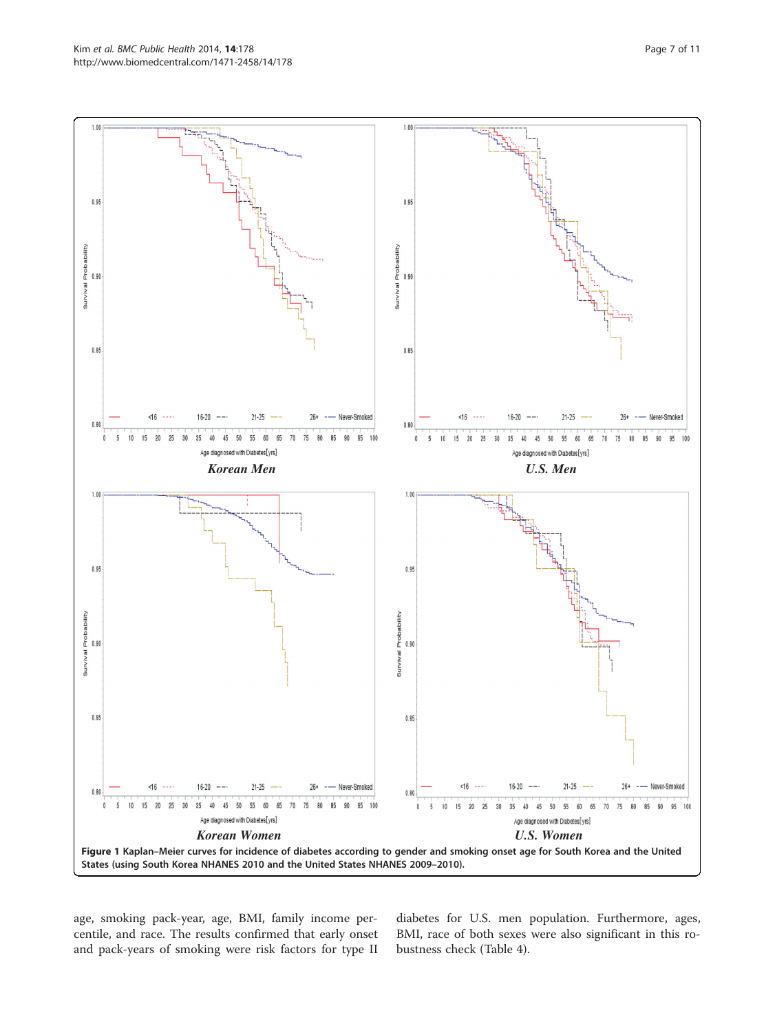Figure 1 Kaplan–Meier curves for incidence of diabetes according to gender and smoking onset age for South Korea and the United States (using South Korea NHANES 2010 and the United States NHANES 2009–2010).

age, smoking pack-year, age, BMI, family income percentile, and race. The results confirmed that early onset and pack-years of smoking were risk factors for type II diabetes for U.S. men population. Furthermore, ages, BMI, race of both sexes were also significant in this robustness check (Table 4).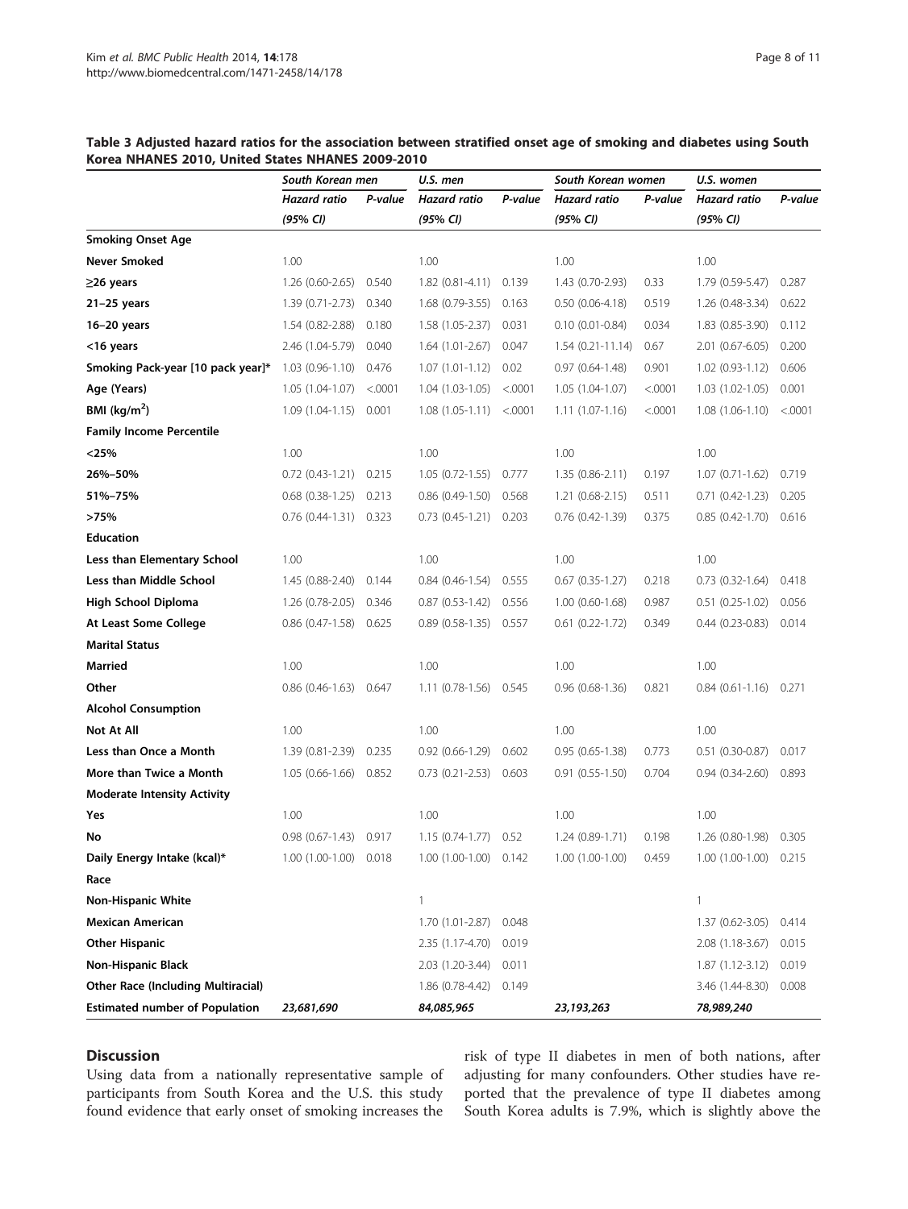**Table 3 Adjusted hazard ratios for the association between stratified onset age of smoking and diabetes using South Korea NHANES 2010, United States NHANES 2009-2010**

| | South Korean men | | U.S. men | | South Korean women | | U.S. women | |
|---|---|---|---|---|---|---|---|---|
| | *Hazard ratio (95% CI)* | *P-value* | *Hazard ratio (95% CI)* | *P-value* | *Hazard ratio (95% CI)* | *P-value* | *Hazard ratio (95% CI)* | *P-value* |
| **Smoking Onset Age** | | | | | | | | |
| **Never Smoked** | 1.00 | | 1.00 | | 1.00 | | 1.00 | |
| **≥26 years** | 1.26 (0.60-2.65) | 0.540 | 1.82 (0.81-4.11) | 0.139 | 1.43 (0.70-2.93) | 0.33 | 1.79 (0.59-5.47) | 0.287 |
| **21–25 years** | 1.39 (0.71-2.73) | 0.340 | 1.68 (0.79-3.55) | 0.163 | 0.50 (0.06-4.18) | 0.519 | 1.26 (0.48-3.34) | 0.622 |
| **16–20 years** | 1.54 (0.82-2.88) | 0.180 | 1.58 (1.05-2.37) | 0.031 | 0.10 (0.01-0.84) | 0.034 | 1.83 (0.85-3.90) | 0.112 |
| **<16 years** | 2.46 (1.04-5.79) | 0.040 | 1.64 (1.01-2.67) | 0.047 | 1.54 (0.21-11.14) | 0.67 | 2.01 (0.67-6.05) | 0.200 |
| **Smoking Pack-year [10 pack year]*** | 1.03 (0.96-1.10) | 0.476 | 1.07 (1.01-1.12) | 0.02 | 0.97 (0.64-1.48) | 0.901 | 1.02 (0.93-1.12) | 0.606 |
| **Age (Years)** | 1.05 (1.04-1.07) | <.0001 | 1.04 (1.03-1.05) | <.0001 | 1.05 (1.04-1.07) | <.0001 | 1.03 (1.02-1.05) | 0.001 |
| **BMI (kg/m$^2$)** | 1.09 (1.04-1.15) | 0.001 | 1.08 (1.05-1.11) | <.0001 | 1.11 (1.07-1.16) | <.0001 | 1.08 (1.06-1.10) | <.0001 |
| **Family Income Percentile** | | | | | | | | |
| **<25%** | 1.00 | | 1.00 | | 1.00 | | 1.00 | |
| **26%–50%** | 0.72 (0.43-1.21) | 0.215 | 1.05 (0.72-1.55) | 0.777 | 1.35 (0.86-2.11) | 0.197 | 1.07 (0.71-1.62) | 0.719 |
| **51%–75%** | 0.68 (0.38-1.25) | 0.213 | 0.86 (0.49-1.50) | 0.568 | 1.21 (0.68-2.15) | 0.511 | 0.71 (0.42-1.23) | 0.205 |
| **>75%** | 0.76 (0.44-1.31) | 0.323 | 0.73 (0.45-1.21) | 0.203 | 0.76 (0.42-1.39) | 0.375 | 0.85 (0.42-1.70) | 0.616 |
| **Education** | | | | | | | | |
| **Less than Elementary School** | 1.00 | | 1.00 | | 1.00 | | 1.00 | |
| **Less than Middle School** | 1.45 (0.88-2.40) | 0.144 | 0.84 (0.46-1.54) | 0.555 | 0.67 (0.35-1.27) | 0.218 | 0.73 (0.32-1.64) | 0.418 |
| **High School Diploma** | 1.26 (0.78-2.05) | 0.346 | 0.87 (0.53-1.42) | 0.556 | 1.00 (0.60-1.68) | 0.987 | 0.51 (0.25-1.02) | 0.056 |
| **At Least Some College** | 0.86 (0.47-1.58) | 0.625 | 0.89 (0.58-1.35) | 0.557 | 0.61 (0.22-1.72) | 0.349 | 0.44 (0.23-0.83) | 0.014 |
| **Marital Status** | | | | | | | | |
| **Married** | 1.00 | | 1.00 | | 1.00 | | 1.00 | |
| **Other** | 0.86 (0.46-1.63) | 0.647 | 1.11 (0.78-1.56) | 0.545 | 0.96 (0.68-1.36) | 0.821 | 0.84 (0.61-1.16) | 0.271 |
| **Alcohol Consumption** | | | | | | | | |
| **Not At All** | 1.00 | | 1.00 | | 1.00 | | 1.00 | |
| **Less than Once a Month** | 1.39 (0.81-2.39) | 0.235 | 0.92 (0.66-1.29) | 0.602 | 0.95 (0.65-1.38) | 0.773 | 0.51 (0.30-0.87) | 0.017 |
| **More than Twice a Month** | 1.05 (0.66-1.66) | 0.852 | 0.73 (0.21-2.53) | 0.603 | 0.91 (0.55-1.50) | 0.704 | 0.94 (0.34-2.60) | 0.893 |
| **Moderate Intensity Activity** | | | | | | | | |
| **Yes** | 1.00 | | 1.00 | | 1.00 | | 1.00 | |
| **No** | 0.98 (0.67-1.43) | 0.917 | 1.15 (0.74-1.77) | 0.52 | 1.24 (0.89-1.71) | 0.198 | 1.26 (0.80-1.98) | 0.305 |
| **Daily Energy Intake (kcal)*** | 1.00 (1.00-1.00) | 0.018 | 1.00 (1.00-1.00) | 0.142 | 1.00 (1.00-1.00) | 0.459 | 1.00 (1.00-1.00) | 0.215 |
| **Race** | | | | | | | | |
| **Non-Hispanic White** | | | 1 | | | | 1 | |
| **Mexican American** | | | 1.70 (1.01-2.87) | 0.048 | | | 1.37 (0.62-3.05) | 0.414 |
| **Other Hispanic** | | | 2.35 (1.17-4.70) | 0.019 | | | 2.08 (1.18-3.67) | 0.015 |
| **Non-Hispanic Black** | | | 2.03 (1.20-3.44) | 0.011 | | | 1.87 (1.12-3.12) | 0.019 |
| **Other Race (Including Multiracial)** | | | 1.86 (0.78-4.42) | 0.149 | | | 3.46 (1.44-8.30) | 0.008 |
| **Estimated number of Population** | *23,681,690* | | *84,085,965* | | *23,193,263* | | *78,989,240* | |

## Discussion

Using data from a nationally representative sample of participants from South Korea and the U.S. this study found evidence that early onset of smoking increases the risk of type II diabetes in men of both nations, after adjusting for many confounders. Other studies have reported that the prevalence of type II diabetes among South Korea adults is 7.9%, which is slightly above the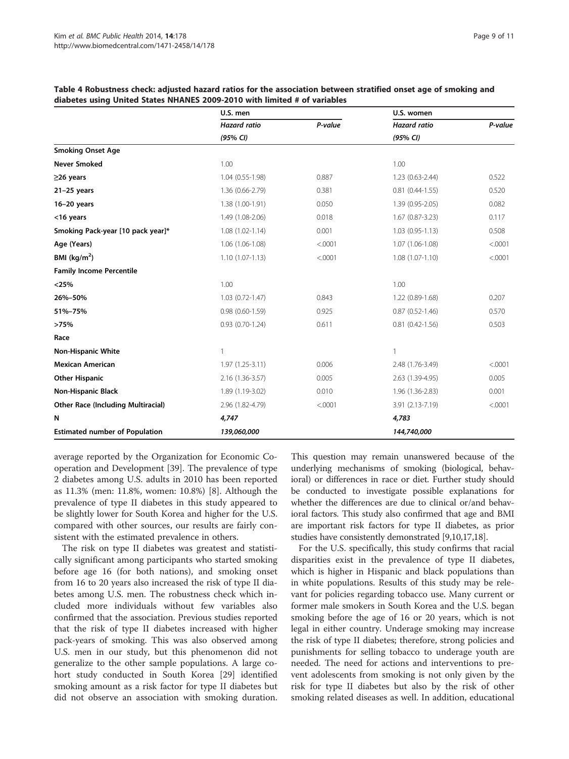**Table 4 Robustness check: adjusted hazard ratios for the association between stratified onset age of smoking and diabetes using United States NHANES 2009-2010 with limited # of variables**

| | U.S. men | | U.S. women | |
|---|---|---|---|---|
| | *Hazard ratio (95% CI)* | *P-value* | *Hazard ratio (95% CI)* | *P-value* |
| **Smoking Onset Age** | | | | |
| **Never Smoked** | 1.00 | | 1.00 | |
| **≥26 years** | 1.04 (0.55-1.98) | 0.887 | 1.23 (0.63-2.44) | 0.522 |
| **21–25 years** | 1.36 (0.66-2.79) | 0.381 | 0.81 (0.44-1.55) | 0.520 |
| **16–20 years** | 1.38 (1.00-1.91) | 0.050 | 1.39 (0.95-2.05) | 0.082 |
| **<16 years** | 1.49 (1.08-2.06) | 0.018 | 1.67 (0.87-3.23) | 0.117 |
| **Smoking Pack-year [10 pack year]*** | 1.08 (1.02-1.14) | 0.001 | 1.03 (0.95-1.13) | 0.508 |
| **Age (Years)** | 1.06 (1.06-1.08) | <.0001 | 1.07 (1.06-1.08) | <.0001 |
| **BMI (kg/m$^2$)** | 1.10 (1.07-1.13) | <.0001 | 1.08 (1.07-1.10) | <.0001 |
| **Family Income Percentile** | | | | |
| **<25%** | 1.00 | | 1.00 | |
| **26%–50%** | 1.03 (0.72-1.47) | 0.843 | 1.22 (0.89-1.68) | 0.207 |
| **51%–75%** | 0.98 (0.60-1.59) | 0.925 | 0.87 (0.52-1.46) | 0.570 |
| **>75%** | 0.93 (0.70-1.24) | 0.611 | 0.81 (0.42-1.56) | 0.503 |
| **Race** | | | | |
| **Non-Hispanic White** | 1 | | 1 | |
| **Mexican American** | 1.97 (1.25-3.11) | 0.006 | 2.48 (1.76-3.49) | <.0001 |
| **Other Hispanic** | 2.16 (1.36-3.57) | 0.005 | 2.63 (1.39-4.95) | 0.005 |
| **Non-Hispanic Black** | 1.89 (1.19-3.02) | 0.010 | 1.96 (1.36-2.83) | 0.001 |
| **Other Race (Including Multiracial)** | 2.96 (1.82-4.79) | <.0001 | 3.91 (2.13-7.19) | <.0001 |
| **N** | ***4,747*** | | ***4,783*** | |
| **Estimated number of Population** | ***139,060,000*** | | ***144,740,000*** | |

average reported by the Organization for Economic Co-operation and Development [39]. The prevalence of type 2 diabetes among U.S. adults in 2010 has been reported as 11.3% (men: 11.8%, women: 10.8%) [8]. Although the prevalence of type II diabetes in this study appeared to be slightly lower for South Korea and higher for the U.S. compared with other sources, our results are fairly consistent with the estimated prevalence in others.

The risk on type II diabetes was greatest and statistically significant among participants who started smoking before age 16 (for both nations), and smoking onset from 16 to 20 years also increased the risk of type II diabetes among U.S. men. The robustness check which included more individuals without few variables also confirmed that the association. Previous studies reported that the risk of type II diabetes increased with higher pack-years of smoking. This was also observed among U.S. men in our study, but this phenomenon did not generalize to the other sample populations. A large cohort study conducted in South Korea [29] identified smoking amount as a risk factor for type II diabetes but did not observe an association with smoking duration. This question may remain unanswered because of the underlying mechanisms of smoking (biological, behavioral) or differences in race or diet. Further study should be conducted to investigate possible explanations for whether the differences are due to clinical or/and behavioral factors. This study also confirmed that age and BMI are important risk factors for type II diabetes, as prior studies have consistently demonstrated [9,10,17,18].

For the U.S. specifically, this study confirms that racial disparities exist in the prevalence of type II diabetes, which is higher in Hispanic and black populations than in white populations. Results of this study may be relevant for policies regarding tobacco use. Many current or former male smokers in South Korea and the U.S. began smoking before the age of 16 or 20 years, which is not legal in either country. Underage smoking may increase the risk of type II diabetes; therefore, strong policies and punishments for selling tobacco to underage youth are needed. The need for actions and interventions to prevent adolescents from smoking is not only given by the risk for type II diabetes but also by the risk of other smoking related diseases as well. In addition, educational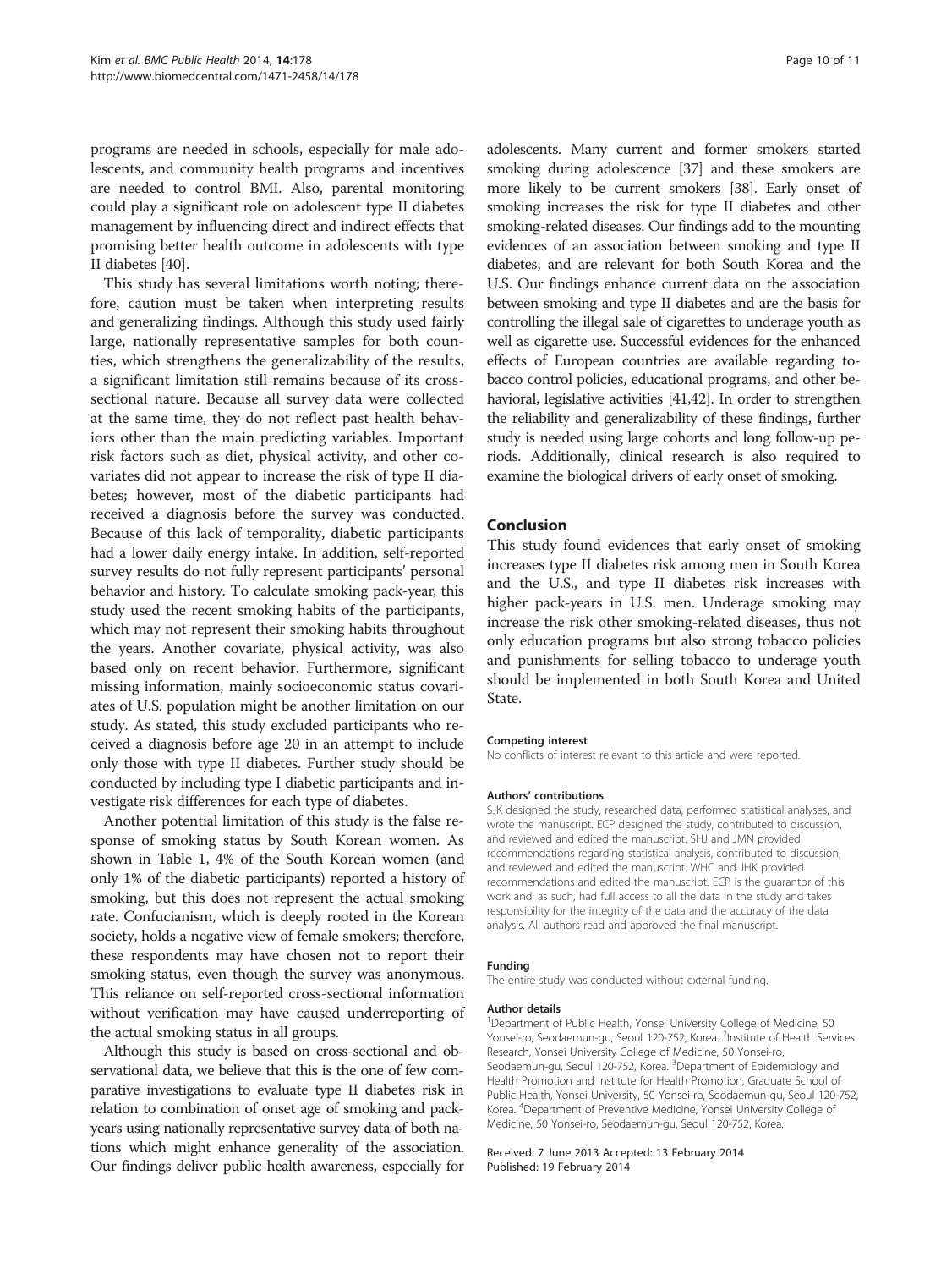programs are needed in schools, especially for male adolescents, and community health programs and incentives are needed to control BMI. Also, parental monitoring could play a significant role on adolescent type II diabetes management by influencing direct and indirect effects that promising better health outcome in adolescents with type II diabetes [40].

This study has several limitations worth noting; therefore, caution must be taken when interpreting results and generalizing findings. Although this study used fairly large, nationally representative samples for both counties, which strengthens the generalizability of the results, a significant limitation still remains because of its cross-sectional nature. Because all survey data were collected at the same time, they do not reflect past health behaviors other than the main predicting variables. Important risk factors such as diet, physical activity, and other covariates did not appear to increase the risk of type II diabetes; however, most of the diabetic participants had received a diagnosis before the survey was conducted. Because of this lack of temporality, diabetic participants had a lower daily energy intake. In addition, self-reported survey results do not fully represent participants' personal behavior and history. To calculate smoking pack-year, this study used the recent smoking habits of the participants, which may not represent their smoking habits throughout the years. Another covariate, physical activity, was also based only on recent behavior. Furthermore, significant missing information, mainly socioeconomic status covariates of U.S. population might be another limitation on our study. As stated, this study excluded participants who received a diagnosis before age 20 in an attempt to include only those with type II diabetes. Further study should be conducted by including type I diabetic participants and investigate risk differences for each type of diabetes.

Another potential limitation of this study is the false response of smoking status by South Korean women. As shown in Table 1, 4% of the South Korean women (and only 1% of the diabetic participants) reported a history of smoking, but this does not represent the actual smoking rate. Confucianism, which is deeply rooted in the Korean society, holds a negative view of female smokers; therefore, these respondents may have chosen not to report their smoking status, even though the survey was anonymous. This reliance on self-reported cross-sectional information without verification may have caused underreporting of the actual smoking status in all groups.

Although this study is based on cross-sectional and observational data, we believe that this is the one of few comparative investigations to evaluate type II diabetes risk in relation to combination of onset age of smoking and pack-years using nationally representative survey data of both nations which might enhance generality of the association. Our findings deliver public health awareness, especially for adolescents. Many current and former smokers started smoking during adolescence [37] and these smokers are more likely to be current smokers [38]. Early onset of smoking increases the risk for type II diabetes and other smoking-related diseases. Our findings add to the mounting evidences of an association between smoking and type II diabetes, and are relevant for both South Korea and the U.S. Our findings enhance current data on the association between smoking and type II diabetes and are the basis for controlling the illegal sale of cigarettes to underage youth as well as cigarette use. Successful evidences for the enhanced effects of European countries are available regarding tobacco control policies, educational programs, and other behavioral, legislative activities [41,42]. In order to strengthen the reliability and generalizability of these findings, further study is needed using large cohorts and long follow-up periods. Additionally, clinical research is also required to examine the biological drivers of early onset of smoking.

## Conclusion

This study found evidences that early onset of smoking increases type II diabetes risk among men in South Korea and the U.S., and type II diabetes risk increases with higher pack-years in U.S. men. Underage smoking may increase the risk other smoking-related diseases, thus not only education programs but also strong tobacco policies and punishments for selling tobacco to underage youth should be implemented in both South Korea and United State.

#### Competing interest

No conflicts of interest relevant to this article and were reported.

#### Authors' contributions

SJK designed the study, researched data, performed statistical analyses, and wrote the manuscript. ECP designed the study, contributed to discussion, and reviewed and edited the manuscript. SHJ and JMN provided recommendations regarding statistical analysis, contributed to discussion, and reviewed and edited the manuscript. WHC and JHK provided recommendations and edited the manuscript. ECP is the guarantor of this work and, as such, had full access to all the data in the study and takes responsibility for the integrity of the data and the accuracy of the data analysis. All authors read and approved the final manuscript.

#### Funding

The entire study was conducted without external funding.

#### Author details

[1]Department of Public Health, Yonsei University College of Medicine, 50 Yonsei-ro, Seodaemun-gu, Seoul 120-752, Korea. [2]Institute of Health Services Research, Yonsei University College of Medicine, 50 Yonsei-ro, Seodaemun-gu, Seoul 120-752, Korea. [3]Department of Epidemiology and Health Promotion and Institute for Health Promotion, Graduate School of Public Health, Yonsei University, 50 Yonsei-ro, Seodaemun-gu, Seoul 120-752, Korea. [4]Department of Preventive Medicine, Yonsei University College of Medicine, 50 Yonsei-ro, Seodaemun-gu, Seoul 120-752, Korea.

Received: 7 June 2013 Accepted: 13 February 2014
Published: 19 February 2014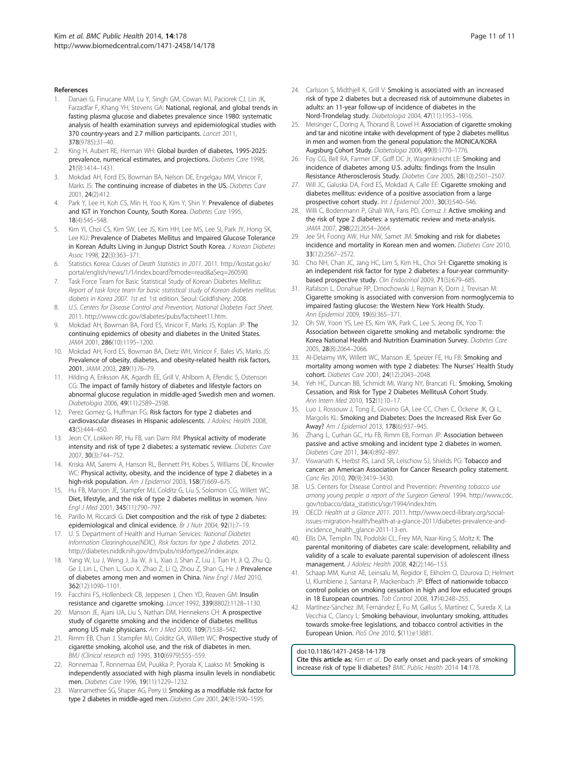## References

1. Danaei G, Finucane MM, Lu Y, Singh GM, Cowan MJ, Paciorek CJ, Lin JK, Farzadfar F, Khang YH, Stevens GA: **National, regional, and global trends in fasting plasma glucose and diabetes prevalence since 1980: systematic analysis of health examination surveys and epidemiological studies with 370 country-years and 2.7 million participants.** *Lancet* 2011, **378**(9785):31–40.
2. King H, Aubert RE, Herman WH: **Global burden of diabetes, 1995-2025: prevalence, numerical estimates, and projections.** *Diabetes Care* 1998, **21**(9):1414–1431.
3. Mokdad AH, Ford ES, Bowman BA, Nelson DE, Engelgau MM, Vinicor F, Marks JS: **The continuing increase of diabetes in the US.** *Diabetes Care* 2001, **24**(2):412.
4. Park Y, Lee H, Koh CS, Min H, Yoo K, Kim Y, Shin Y: **Prevalence of diabetes and IGT in Yonchon County, South Korea.** *Diabetes Care* 1995, **18**(4):545–548.
5. Kim YI, Choi CS, Kim SW, Lee JS, Kim HH, Lee MS, Lee SI, Park JY, Hong SK, Lee KU: **Prevalence of Diabetes Mellitus and Impaired Glucose Tolerance in Korean Adults Living in Jungup District South Korea.** *J Korean Diabetes Assoc* 1998, **22**(3):363–371.
6. Statistics Korea: *Causes of Death Statistics in 2011.* 2011. http://kostat.go.kr/portal/english/news/1/1/index.board?bmode=read&aSeq=260590.
7. Task Force Team for Basic Statistical Study of Korean Diabetes Mellitus: *Report of task force team for basic statistical study of Korean diabetes mellitus: diabetis in Korea 2007. 1st ed.* 1st edition. Seoul: Goldfishery; 2008.
8. *U.S. Centers for Disease Control and Prevention, National Diabetes Fact Sheet.* 2011. http://www.cdc.gov/diabetes/pubs/factsheet11.htm.
9. Mokdad AH, Bowman BA, Ford ES, Vinicor F, Marks JS, Koplan JP: **The continuing epidemics of obesity and diabetes in the United States.** *JAMA* 2001, **286**(10):1195–1200.
10. Mokdad AH, Ford ES, Bowman BA, Dietz WH, Vinicor F, Bales VS, Marks JS: **Prevalence of obesity, diabetes, and obesity-related health risk factors, 2001.** *JAMA* 2003, **289**(1):76–79.
11. Hilding A, Eriksson AK, Agardh EE, Grill V, Ahlbom A, Efendic S, Ostenson CG: **The impact of family history of diabetes and lifestyle factors on abnormal glucose regulation in middle-aged Swedish men and women.** *Diabetologia* 2006, **49**(11):2589–2598.
12. Perez Gomez G, Huffman FG: **Risk factors for type 2 diabetes and cardiovascular diseases in Hispanic adolescents.** *J Adolesc Health* 2008, **43**(5):444–450.
13. Jeon CY, Lokken RP, Hu FB, van Dam RM: **Physical activity of moderate intensity and risk of type 2 diabetes: a systematic review.** *Diabetes Care* 2007, **30**(3):744–752.
14. Kriska AM, Saremi A, Hanson RL, Bennett PH, Kobes S, Williams DE, Knowler WC: **Physical activity, obesity, and the incidence of type 2 diabetes in a high-risk population.** *Am J Epidemiol* 2003, **158**(7):669–675.
15. Hu FB, Manson JE, Stampfer MJ, Colditz G, Liu S, Solomon CG, Willett WC: **Diet, lifestyle, and the risk of type 2 diabetes mellitus in women.** *New Engl J Med* 2001, **345**(11):790–797.
16. Parillo M, Riccardi G: **Diet composition and the risk of type 2 diabetes: epidemiological and clinical evidence.** *Br J Nutr* 2004, **92**(1):7–19.
17. U. S. Department of Health and Human Services: *National Diabetes Information Clearinghouse(NDIC), Risk factors for type 2 diabetes.* 2012. http://diabetes.niddk.nih.gov/dm/pubs/riskfortype2/index.aspx.
18. Yang W, Lu J, Weng J, Jia W, Ji L, Xiao J, Shan Z, Liu J, Tian H, Ji Q, Zhu Q, Ge J, Lin L, Chen L, Guo X, Zhao Z, Li Q, Zhou Z, Shan G, He J: **Prevalence of diabetes among men and women in China.** *New Engl J Med* 2010, **362**(12):1090–1101.
19. Facchini FS, Hollenbeck CB, Jeppesen J, Chen YD, Reaven GM: **Insulin resistance and cigarette smoking.** *Lancet* 1992, **339**(8802):1128–1130.
20. Manson JE, Ajani UA, Liu S, Nathan DM, Hennekens CH: **A prospective study of cigarette smoking and the incidence of diabetes mellitus among US male physicians.** *Am J Med* 2000, **109**(7):538–542.
21. Rimm EB, Chan J, Stampfer MJ, Colditz GA, Willett WC: **Prospective study of cigarette smoking, alcohol use, and the risk of diabetes in men.** *BMJ (Clinical research ed)* 1995, **310**(6979):555–559.
22. Ronnemaa T, Ronnemaa EM, Puukka P, Pyorala K, Laakso M: **Smoking is independently associated with high plasma insulin levels in nondiabetic men.** *Diabetes Care* 1996, **19**(11):1229–1232.
23. Wannamethee SG, Shaper AG, Perry IJ: **Smoking as a modifiable risk factor for type 2 diabetes in middle-aged men.** *Diabetes Care* 2001, **24**(9):1590–1595.
24. Carlsson S, Midthjell K, Grill V: **Smoking is associated with an increased risk of type 2 diabetes but a decreased risk of autoimmune diabetes in adults: an 11-year follow-up of incidence of diabetes in the Nord-Trondelag study.** *Diabetologia* 2004, **47**(11):1953–1956.
25. Meisinger C, Doring A, Thorand B, Lowel H: **Association of cigarette smoking and tar and nicotine intake with development of type 2 diabetes mellitus in men and women from the general population: the MONICA/KORA Augsburg Cohort Study.** *Diabetologia* 2006, **49**(8):1770–1776.
26. Foy CG, Bell RA, Farmer DF, Goff DC Jr, Wagenknecht LE: **Smoking and incidence of diabetes among U.S. adults: findings from the Insulin Resistance Atherosclerosis Study.** *Diabetes Care* 2005, **28**(10):2501–2507.
27. Will JC, Galuska DA, Ford ES, Mokdad A, Calle EE: **Cigarette smoking and diabetes mellitus: evidence of a positive association from a large prospective cohort study.** *Int J Epidemiol* 2001, **30**(3):540–546.
28. Willi C, Bodenmann P, Ghali WA, Faris PD, Cornuz J: **Active smoking and the risk of type 2 diabetes: a systematic review and meta-analysis.** *JAMA* 2007, **298**(22):2654–2664.
29. Jee SH, Foong AW, Hur NW, Samet JM: **Smoking and risk for diabetes incidence and mortality in Korean men and women.** *Diabetes Care* 2010, **33**(12):2567–2572.
30. Cho NH, Chan JC, Jang HC, Lim S, Kim HL, Choi SH: **Cigarette smoking is an independent risk factor for type 2 diabetes: a four-year community-based prospective study.** *Clin Endocrinol* 2009, **71**(5):679–685.
31. Rafalson L, Donahue RP, Dmochowski J, Rejman K, Dorn J, Trevisan M: **Cigarette smoking is associated with conversion from normoglycemia to impaired fasting glucose: the Western New York Health Study.** *Ann Epidemiol* 2009, **19**(6):365–371.
32. Oh SW, Yoon YS, Lee ES, Kim WK, Park C, Lee S, Jeong EK, Yoo T: **Association between cigarette smoking and metabolic syndrome: the Korea National Health and Nutrition Examination Survey.** *Diabetes Care* 2005, **28**(8):2064–2066.
33. Al-Delaimy WK, Willett WC, Manson JE, Speizer FE, Hu FB: **Smoking and mortality among women with type 2 diabetes: The Nurses' Health Study cohort.** *Diabetes Care* 2001, **24**(12):2043–2048.
34. Yeh HC, Duncan BB, Schmidt MI, Wang NY, Brancati FL: **Smoking, Smoking Cessation, and Risk for Type 2 Diabetes MellitusA Cohort Study.** *Ann Intern Med* 2010, **152**(1):10–17.
35. Luo J, Rossouw J, Tong E, Giovino GA, Lee CC, Chen C, Ockene JK, Qi L, Margolis KL: **Smoking and Diabetes: Does the Increased Risk Ever Go Away?** *Am J Epidemiol* 2013, **178**(6):937–945.
36. Zhang L, Curhan GC, Hu FB, Rimm EB, Forman JP: **Association between passive and active smoking and incident type 2 diabetes in women.** *Diabetes Care* 2011, **34**(4):892–897.
37. Viswanath K, Herbst RS, Land SR, Leischow SJ, Shields PG: **Tobacco and cancer: an American Association for Cancer Research policy statement.** *Canc Res* 2010, **70**(9):3419–3430.
38. U.S. Centers for Disease Control and Prevention: *Preventing tobacco use among young people: a report of the Surgeon General.* 1994. http://www.cdc.gov/tobacco/data_statistics/sgr/1994/index.htm.
39. OECD: *Health at a Glance 2011.* 2011. http://www.oecd-ilibrary.org/social-issues-migration-health/health-at-a-glance-2011/diabetes-prevalence-and-incidence_health_glance-2011-13-en.
40. Ellis DA, Templin TN, Podolski CL, Frey MA, Naar-King S, Moltz K: **The parental monitoring of diabetes care scale: development, reliability and validity of a scale to evaluate parental supervision of adolescent illness management.** *J Adolesc Health* 2008, **42**(2):146–153.
41. Schaap MM, Kunst AE, Leinsalu M, Regidor E, Ekholm O, Dzurova D, Helmert U, Klumbiene J, Santana P, Mackenbach JP: **Effect of nationwide tobacco control policies on smoking cessation in high and low educated groups in 18 European countries.** *Tob Control* 2008, **17**(4):248–255.
42. Martínez-Sánchez JM, Fernández E, Fu M, Gallus S, Martínez C, Sureda X, La Vecchia C, Clancy L: **Smoking behaviour, involuntary smoking, attitudes towards smoke-free legislations, and tobacco control activities in the European Union.** *PloS One* 2010, **5**(11):e13881.

doi:10.1186/1471-2458-14-178

**Cite this article as:** Kim *et al.*: Do early onset and pack-years of smoking increase risk of type II diabetes? *BMC Public Health* 2014 **14**:178.